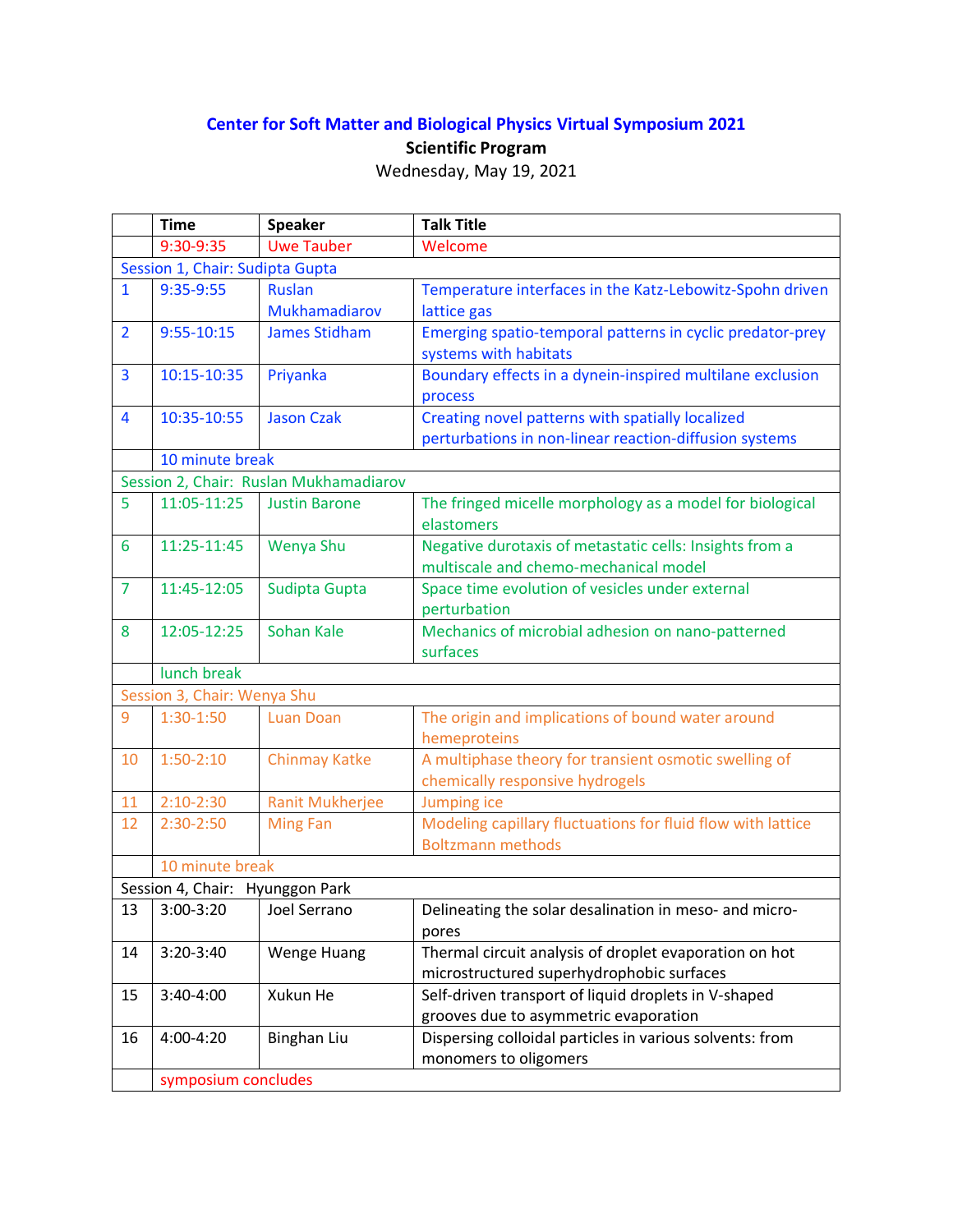# Center for Soft Matter and Biological Physics Virtual Symposium 2021

**Scientific Program**

Wednesday, May 19, 2021

| | Time | Speaker | Talk Title |
|---|---|---|---|
| | 9:30-9:35 | Uwe Tauber | Welcome |
| Session 1, Chair: Sudipta Gupta | | | |
| 1 | 9:35-9:55 | Ruslan Mukhamadiarov | Temperature interfaces in the Katz-Lebowitz-Spohn driven lattice gas |
| 2 | 9:55-10:15 | James Stidham | Emerging spatio-temporal patterns in cyclic predator-prey systems with habitats |
| 3 | 10:15-10:35 | Priyanka | Boundary effects in a dynein-inspired multilane exclusion process |
| 4 | 10:35-10:55 | Jason Czak | Creating novel patterns with spatially localized perturbations in non-linear reaction-diffusion systems |
| | 10 minute break | | |
| Session 2, Chair: Ruslan Mukhamadiarov | | | |
| 5 | 11:05-11:25 | Justin Barone | The fringed micelle morphology as a model for biological elastomers |
| 6 | 11:25-11:45 | Wenya Shu | Negative durotaxis of metastatic cells: Insights from a multiscale and chemo-mechanical model |
| 7 | 11:45-12:05 | Sudipta Gupta | Space time evolution of vesicles under external perturbation |
| 8 | 12:05-12:25 | Sohan Kale | Mechanics of microbial adhesion on nano-patterned surfaces |
| | lunch break | | |
| Session 3, Chair: Wenya Shu | | | |
| 9 | 1:30-1:50 | Luan Doan | The origin and implications of bound water around hemeproteins |
| 10 | 1:50-2:10 | Chinmay Katke | A multiphase theory for transient osmotic swelling of chemically responsive hydrogels |
| 11 | 2:10-2:30 | Ranit Mukherjee | Jumping ice |
| 12 | 2:30-2:50 | Ming Fan | Modeling capillary fluctuations for fluid flow with lattice Boltzmann methods |
| | 10 minute break | | |
| Session 4, Chair: Hyunggon Park | | | |
| 13 | 3:00-3:20 | Joel Serrano | Delineating the solar desalination in meso- and micro-pores |
| 14 | 3:20-3:40 | Wenge Huang | Thermal circuit analysis of droplet evaporation on hot microstructured superhydrophobic surfaces |
| 15 | 3:40-4:00 | Xukun He | Self-driven transport of liquid droplets in V-shaped grooves due to asymmetric evaporation |
| 16 | 4:00-4:20 | Binghan Liu | Dispersing colloidal particles in various solvents: from monomers to oligomers |
| | symposium concludes | | |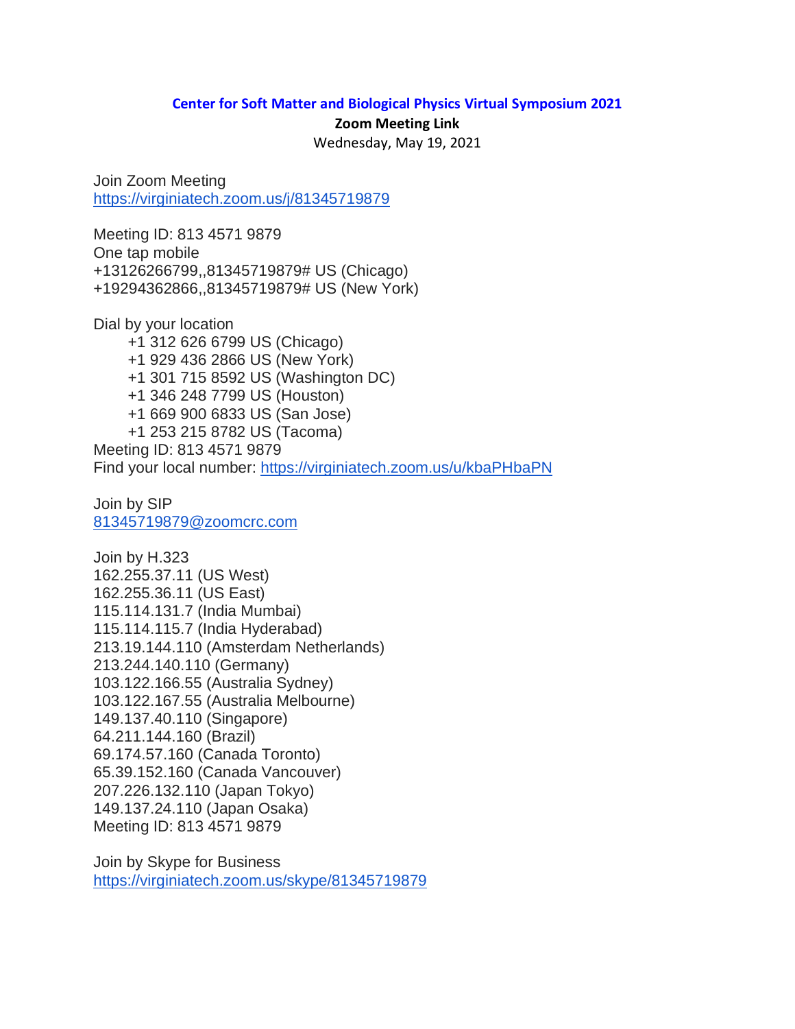**Center for Soft Matter and Biological Physics Virtual Symposium 2021**

**Zoom Meeting Link**

Wednesday, May 19, 2021

Join Zoom Meeting
https://virginiatech.zoom.us/j/81345719879

Meeting ID: 813 4571 9879
One tap mobile
+13126266799,,81345719879# US (Chicago)
+19294362866,,81345719879# US (New York)

Dial by your location
- +1 312 626 6799 US (Chicago)
- +1 929 436 2866 US (New York)
- +1 301 715 8592 US (Washington DC)
- +1 346 248 7799 US (Houston)
- +1 669 900 6833 US (San Jose)
- +1 253 215 8782 US (Tacoma)

Meeting ID: 813 4571 9879
Find your local number: https://virginiatech.zoom.us/u/kbaPHbaPN

Join by SIP
81345719879@zoomcrc.com

Join by H.323
162.255.37.11 (US West)
162.255.36.11 (US East)
115.114.131.7 (India Mumbai)
115.114.115.7 (India Hyderabad)
213.19.144.110 (Amsterdam Netherlands)
213.244.140.110 (Germany)
103.122.166.55 (Australia Sydney)
103.122.167.55 (Australia Melbourne)
149.137.40.110 (Singapore)
64.211.144.160 (Brazil)
69.174.57.160 (Canada Toronto)
65.39.152.160 (Canada Vancouver)
207.226.132.110 (Japan Tokyo)
149.137.24.110 (Japan Osaka)
Meeting ID: 813 4571 9879

Join by Skype for Business
https://virginiatech.zoom.us/skype/81345719879